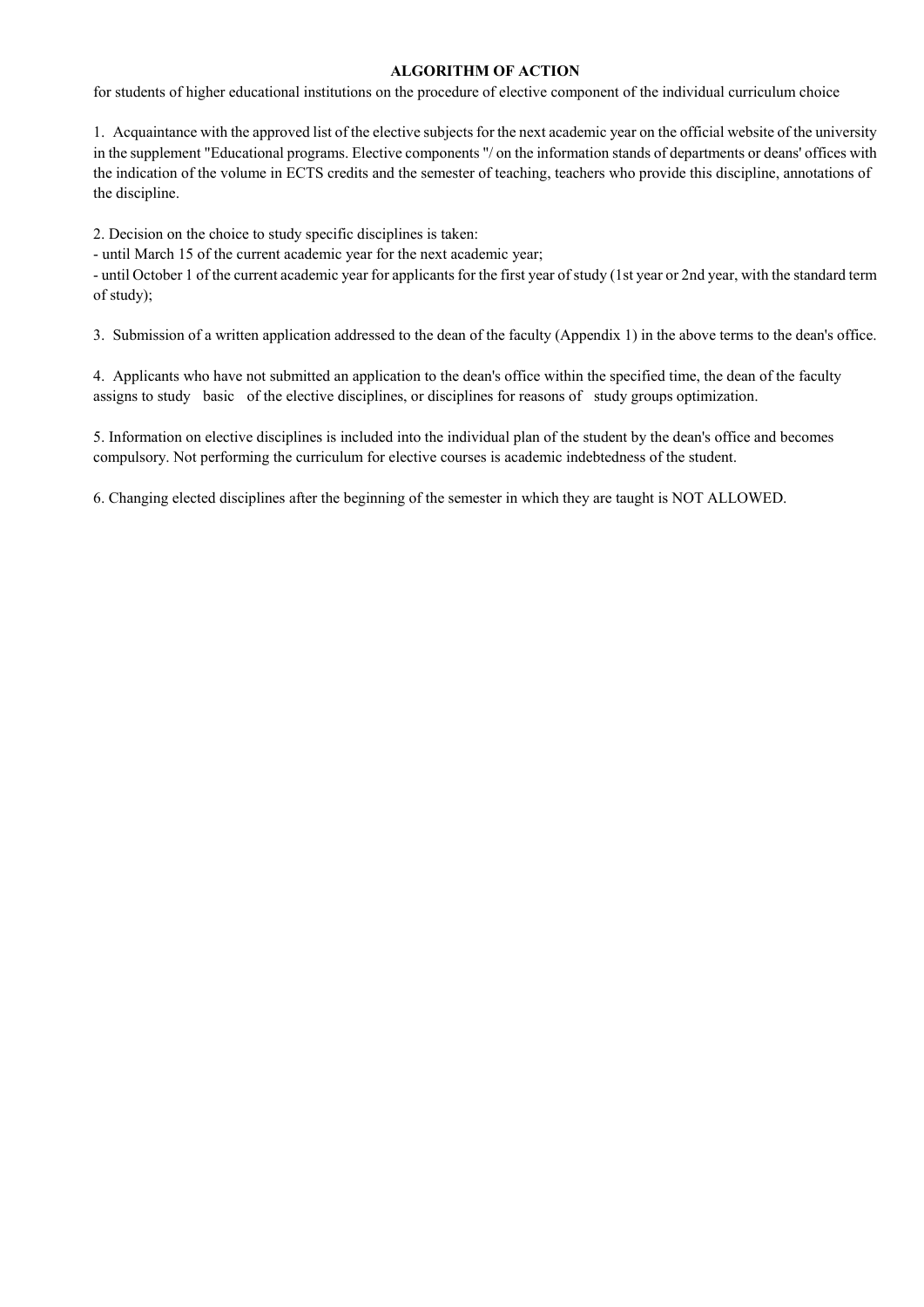**ALGORITHM OF ACTION**

for students of higher educational institutions on the procedure of elective component of the individual curriculum choice

1. Acquaintance with the approved list of the elective subjects for the next academic year on the official website of the university in the supplement "Educational programs. Elective components "/ on the information stands of departments or deans' offices with the indication of the volume in ECTS credits and the semester of teaching, teachers who provide this discipline, annotations of the discipline.

2. Decision on the choice to study specific disciplines is taken:
- until March 15 of the current academic year for the next academic year;
- until October 1 of the current academic year for applicants for the first year of study (1st year or 2nd year, with the standard term of study);

3. Submission of a written application addressed to the dean of the faculty (Appendix 1) in the above terms to the dean's office.

4. Applicants who have not submitted an application to the dean's office within the specified time, the dean of the faculty assigns to study basic of the elective disciplines, or disciplines for reasons of study groups optimization.

5. Information on elective disciplines is included into the individual plan of the student by the dean's office and becomes compulsory. Not performing the curriculum for elective courses is academic indebtedness of the student.

6. Changing elected disciplines after the beginning of the semester in which they are taught is NOT ALLOWED.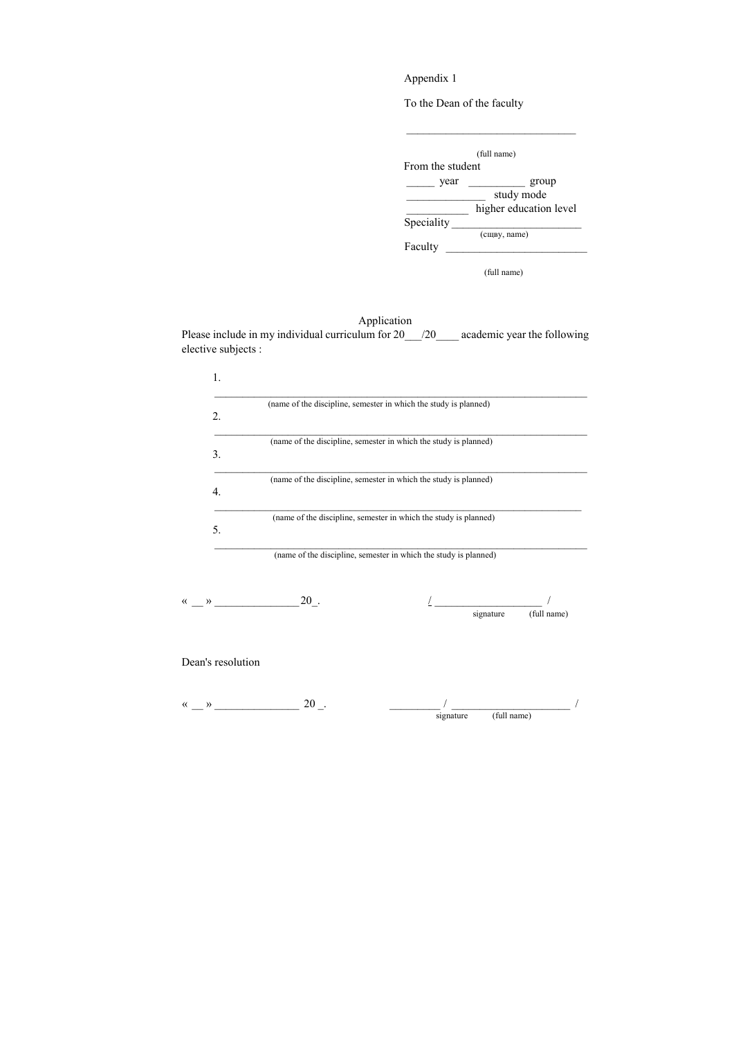Appendix 1

To the Dean of the faculty

______________________________

(full name)

From the student

_____ year __________ group

______________ study mode

___________ higher education level

Speciality _______________________

(сшву, name)

Faculty __________________________

(full name)

Application

Please include in my individual curriculum for 20___/20____ academic year the following elective subjects :

1. ______________________________________________________________________

(name of the discipline, semester in which the study is planned)

2. ______________________________________________________________________

(name of the discipline, semester in which the study is planned)

3. ______________________________________________________________________

(name of the discipline, semester in which the study is planned)

4. ______________________________________________________________________

(name of the discipline, semester in which the study is planned)

5. ______________________________________________________________________

(name of the discipline, semester in which the study is planned)

« __ » _______________ 20_. / ___________________ /

signature (full name)

Dean's resolution

« __ » _______________ 20 _. _________ / ______________________ /

signature (full name)